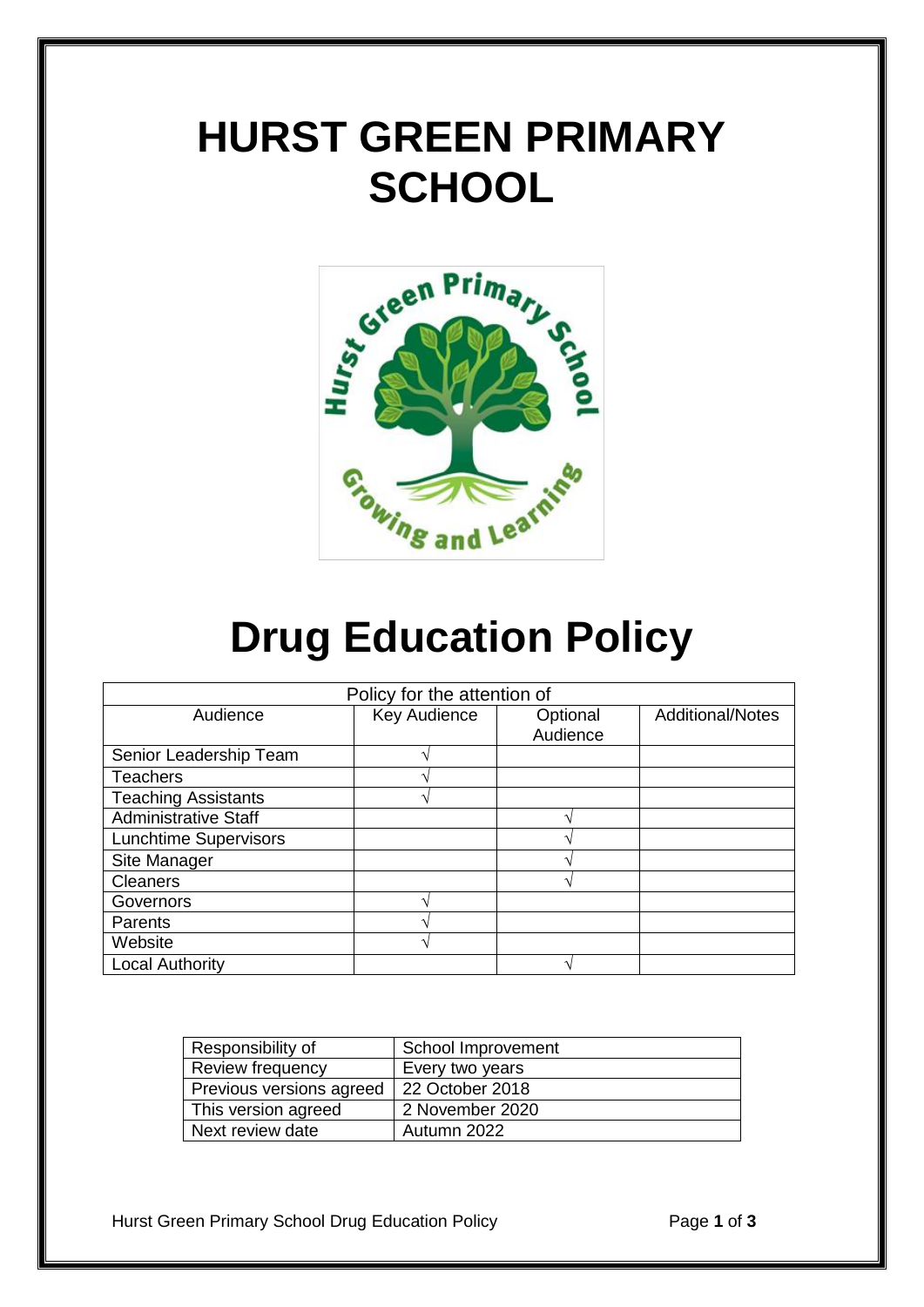# HURST GREEN PRIMARY SCHOOL

# Drug Education Policy

| Policy for the attention of | | | |
|---|---|---|---|
| Audience | Key Audience | Optional Audience | Additional/Notes |
| Senior Leadership Team | √ | | |
| Teachers | √ | | |
| Teaching Assistants | √ | | |
| Administrative Staff | | √ | |
| Lunchtime Supervisors | | √ | |
| Site Manager | | √ | |
| Cleaners | | √ | |
| Governors | √ | | |
| Parents | √ | | |
| Website | √ | | |
| Local Authority | | √ | |

| | |
|---|---|
| Responsibility of | School Improvement |
| Review frequency | Every two years |
| Previous versions agreed | 22 October 2018 |
| This version agreed | 2 November 2020 |
| Next review date | Autumn 2022 |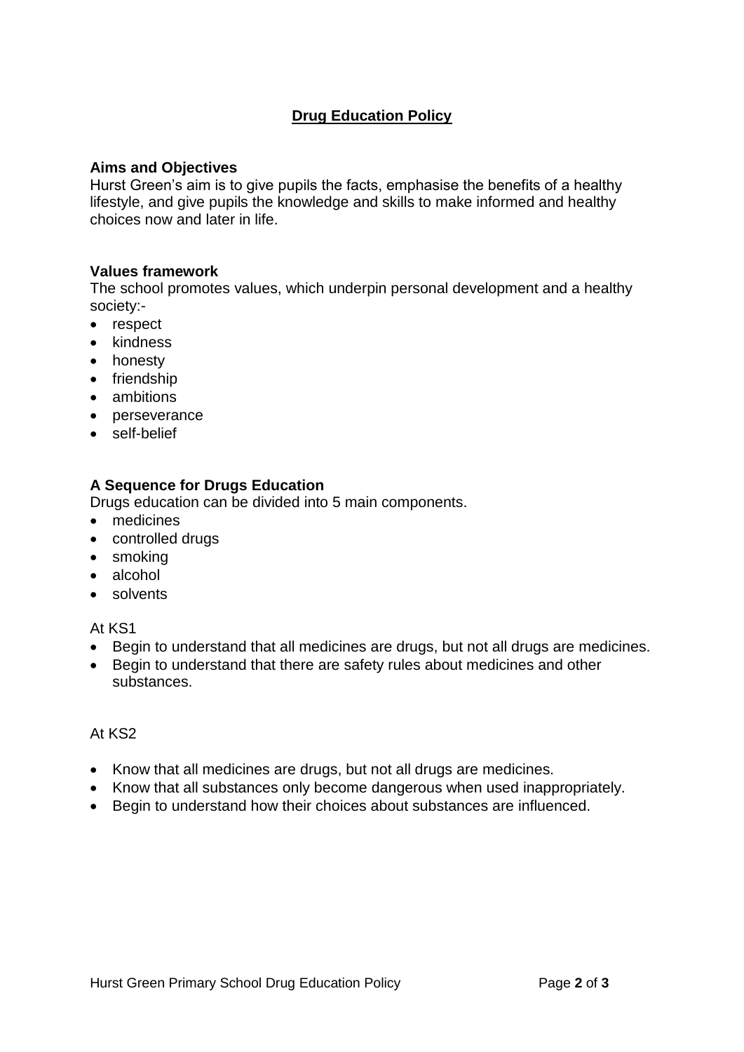# Drug Education Policy

**Aims and Objectives**

Hurst Green's aim is to give pupils the facts, emphasise the benefits of a healthy lifestyle, and give pupils the knowledge and skills to make informed and healthy choices now and later in life.

**Values framework**

The school promotes values, which underpin personal development and a healthy society:-

- respect
- kindness
- honesty
- friendship
- ambitions
- perseverance
- self-belief

**A Sequence for Drugs Education**

Drugs education can be divided into 5 main components.

- medicines
- controlled drugs
- smoking
- alcohol
- solvents

At KS1

- Begin to understand that all medicines are drugs, but not all drugs are medicines.
- Begin to understand that there are safety rules about medicines and other substances.

At KS2

- Know that all medicines are drugs, but not all drugs are medicines.
- Know that all substances only become dangerous when used inappropriately.
- Begin to understand how their choices about substances are influenced.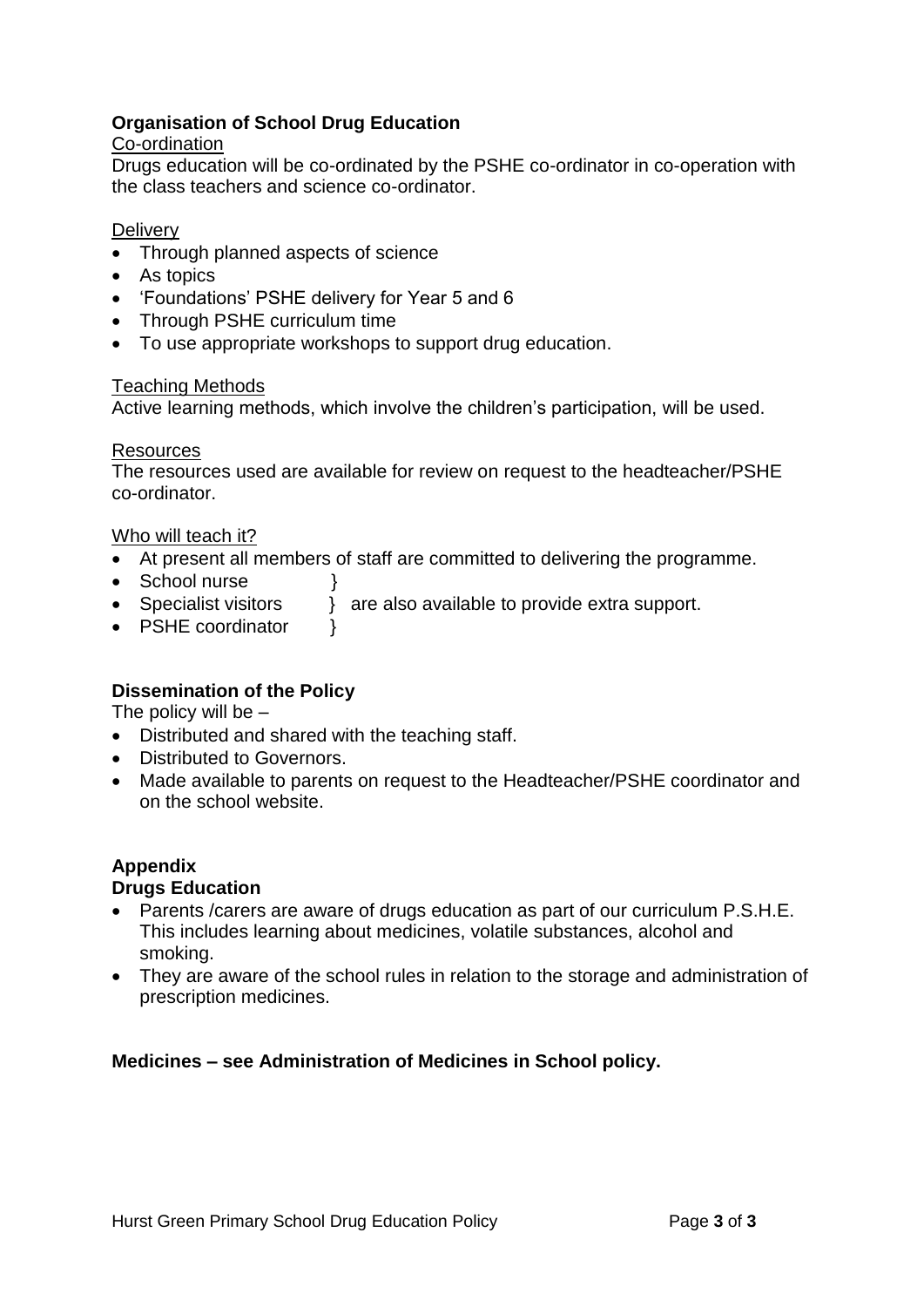**Organisation of School Drug Education**

Co-ordination

Drugs education will be co-ordinated by the PSHE co-ordinator in co-operation with the class teachers and science co-ordinator.

Delivery

- Through planned aspects of science
- As topics
- 'Foundations' PSHE delivery for Year 5 and 6
- Through PSHE curriculum time
- To use appropriate workshops to support drug education.

Teaching Methods

Active learning methods, which involve the children's participation, will be used.

Resources

The resources used are available for review on request to the headteacher/PSHE co-ordinator.

Who will teach it?

- At present all members of staff are committed to delivering the programme.
- School nurse }
- Specialist visitors } are also available to provide extra support.
- PSHE coordinator }

**Dissemination of the Policy**

The policy will be –

- Distributed and shared with the teaching staff.
- Distributed to Governors.
- Made available to parents on request to the Headteacher/PSHE coordinator and on the school website.

**Appendix**

**Drugs Education**

- Parents /carers are aware of drugs education as part of our curriculum P.S.H.E. This includes learning about medicines, volatile substances, alcohol and smoking.
- They are aware of the school rules in relation to the storage and administration of prescription medicines.

**Medicines – see Administration of Medicines in School policy.**